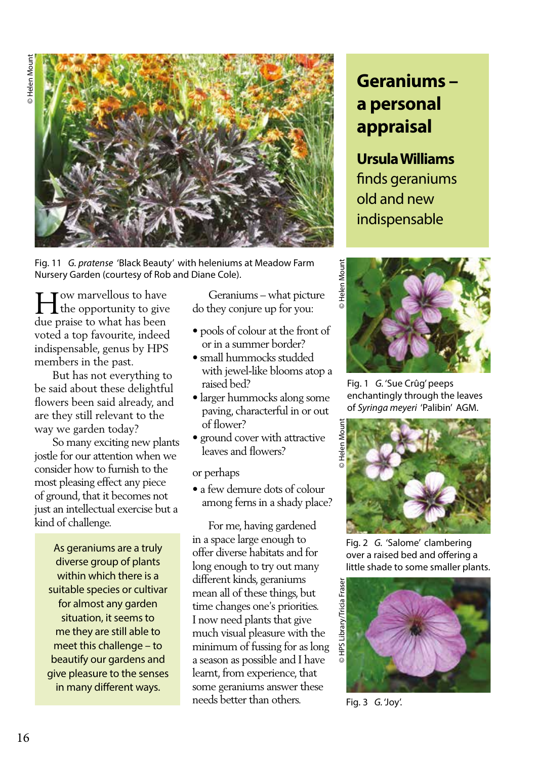# Geraniums – a personal appraisal

**Ursula Williams** finds geraniums old and new indispensable

© Helen Mount

Fig. 11 *G. pratense* 'Black Beauty' with heleniums at Meadow Farm Nursery Garden (courtesy of Rob and Diane Cole).

How marvellous to have the opportunity to give due praise to what has been voted a top favourite, indeed indispensable, genus by HPS members in the past.

But has not everything to be said about these delightful flowers been said already, and are they still relevant to the way we garden today?

So many exciting new plants jostle for our attention when we consider how to furnish to the most pleasing effect any piece of ground, that it becomes not just an intellectual exercise but a kind of challenge.

> As geraniums are a truly diverse group of plants within which there is a suitable species or cultivar for almost any garden situation, it seems to me they are still able to meet this challenge – to beautify our gardens and give pleasure to the senses in many different ways.

Geraniums – what picture do they conjure up for you:

- pools of colour at the front of or in a summer border?
- small hummocks studded with jewel-like blooms atop a raised bed?
- larger hummocks along some paving, characterful in or out of flower?
- ground cover with attractive leaves and flowers?

or perhaps

- a few demure dots of colour among ferns in a shady place?

For me, having gardened in a space large enough to offer diverse habitats and for long enough to try out many different kinds, geraniums mean all of these things, but time changes one's priorities. I now need plants that give much visual pleasure with the minimum of fussing for as long a season as possible and I have learnt, from experience, that some geraniums answer these needs better than others.

© Helen Mount

Fig. 1 *G.* 'Sue Crûg' peeps enchantingly through the leaves of *Syringa meyeri* 'Palibin' AGM.

© Helen Mount

Fig. 2 *G.* 'Salome' clambering over a raised bed and offering a little shade to some smaller plants.

© HPS Library/Tricia Fraser

Fig. 3 *G.* 'Joy'.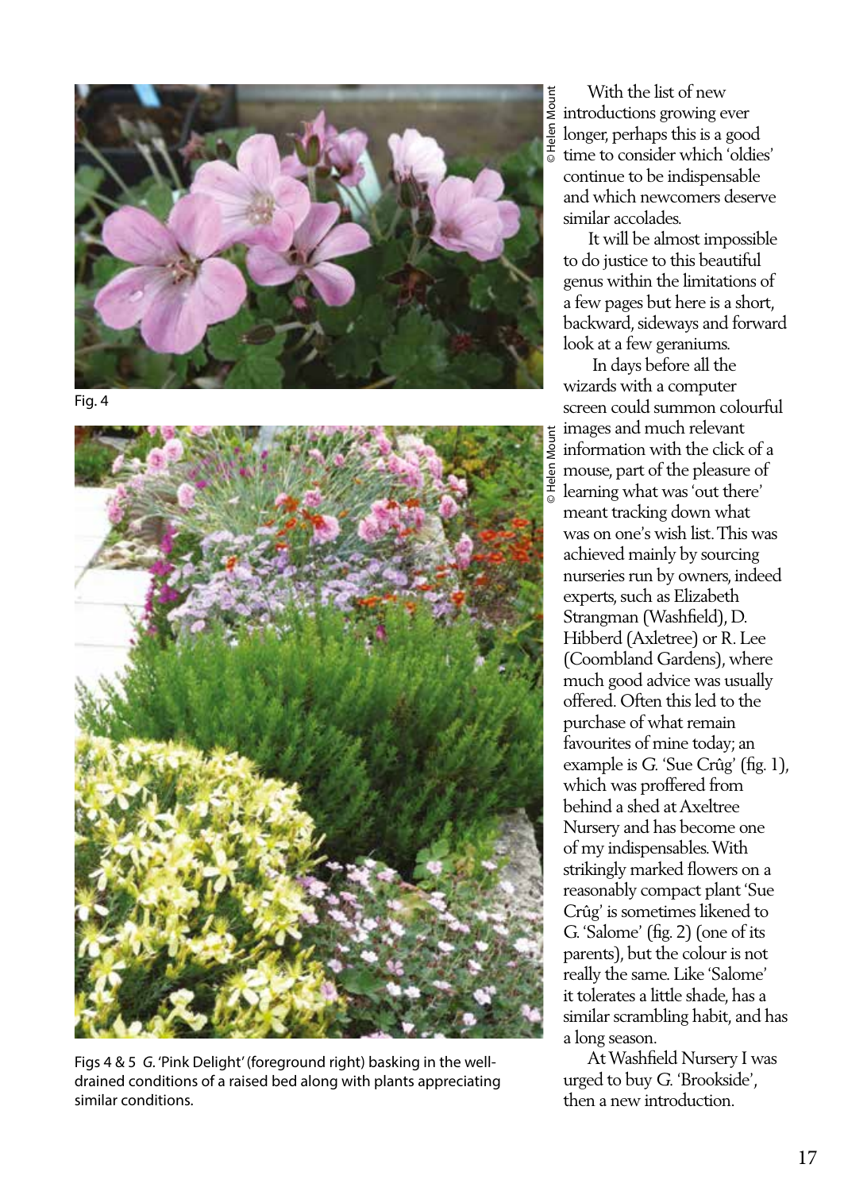Fig. 4

Figs 4 & 5 *G.* 'Pink Delight' (foreground right) basking in the well-drained conditions of a raised bed along with plants appreciating similar conditions.

With the list of new introductions growing ever longer, perhaps this is a good time to consider which 'oldies' continue to be indispensable and which newcomers deserve similar accolades.

It will be almost impossible to do justice to this beautiful genus within the limitations of a few pages but here is a short, backward, sideways and forward look at a few geraniums.

In days before all the wizards with a computer screen could summon colourful images and much relevant information with the click of a mouse, part of the pleasure of learning what was 'out there' meant tracking down what was on one's wish list. This was achieved mainly by sourcing nurseries run by owners, indeed experts, such as Elizabeth Strangman (Washfield), D. Hibberd (Axletree) or R. Lee (Coombland Gardens), where much good advice was usually offered. Often this led to the purchase of what remain favourites of mine today; an example is G. 'Sue Crûg' (fig. 1), which was proffered from behind a shed at Axeltree Nursery and has become one of my indispensables. With strikingly marked flowers on a reasonably compact plant 'Sue Crûg' is sometimes likened to G. 'Salome' (fig. 2) (one of its parents), but the colour is not really the same. Like 'Salome' it tolerates a little shade, has a similar scrambling habit, and has a long season.

At Washfield Nursery I was urged to buy G. 'Brookside', then a new introduction.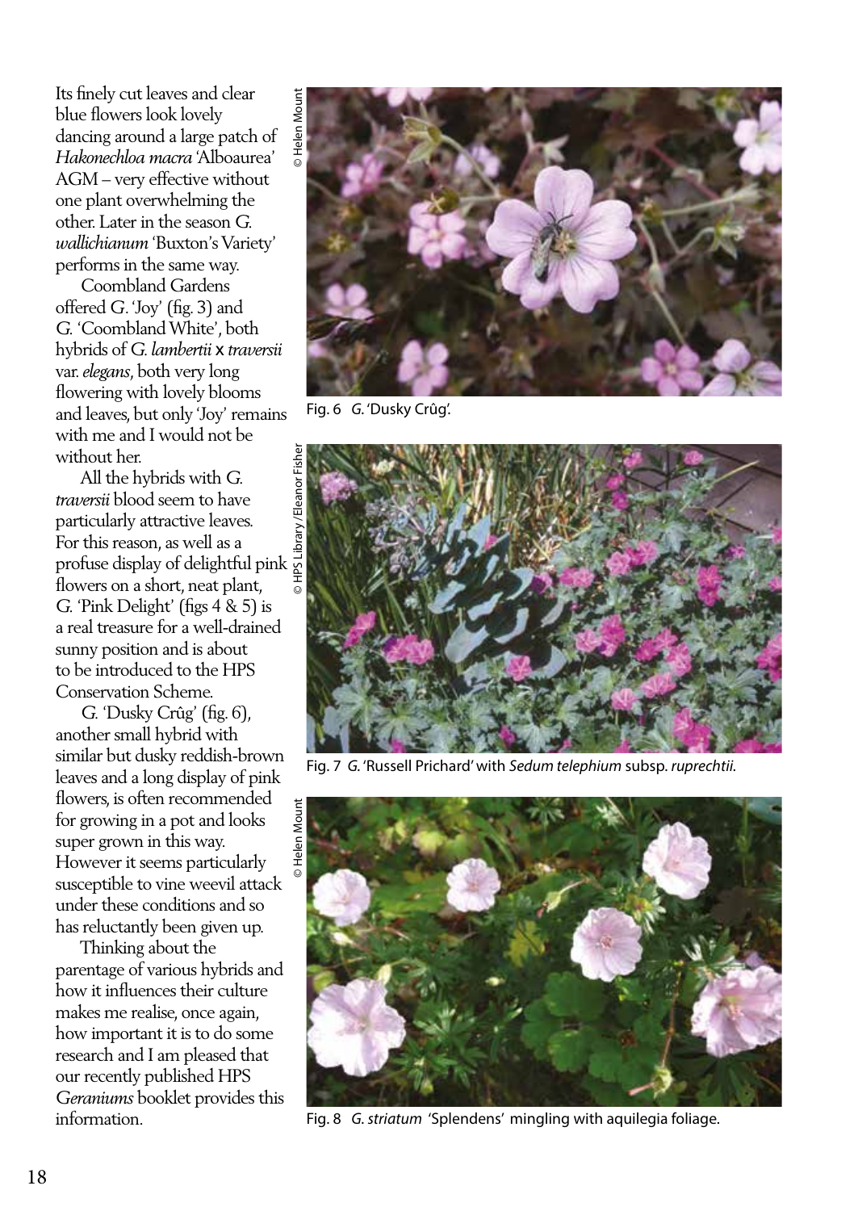Its finely cut leaves and clear blue flowers look lovely dancing around a large patch of *Hakonechloa macra* 'Alboaurea' AGM – very effective without one plant overwhelming the other. Later in the season *G. wallichianum* 'Buxton's Variety' performs in the same way.

Coombland Gardens offered *G.* 'Joy' (fig. 3) and *G.* 'Coombland White', both hybrids of *G. lambertii* x *traversii* var. *elegans*, both very long flowering with lovely blooms and leaves, but only 'Joy' remains with me and I would not be without her.

All the hybrids with *G. traversii* blood seem to have particularly attractive leaves. For this reason, as well as a profuse display of delightful pink flowers on a short, neat plant, *G.* 'Pink Delight' (figs 4 & 5) is a real treasure for a well-drained sunny position and is about to be introduced to the HPS Conservation Scheme.

*G.* 'Dusky Crûg' (fig. 6), another small hybrid with similar but dusky reddish-brown leaves and a long display of pink flowers, is often recommended for growing in a pot and looks super grown in this way. However it seems particularly susceptible to vine weevil attack under these conditions and so has reluctantly been given up.

Thinking about the parentage of various hybrids and how it influences their culture makes me realise, once again, how important it is to do some research and I am pleased that our recently published HPS *Geraniums* booklet provides this information.

© Helen Mount

Fig. 6 *G.* 'Dusky Crûg'.

© HPS Library/Eleanor Fisher

Fig. 7 *G.* 'Russell Prichard' with *Sedum telephium* subsp. *ruprechtii*.

© Helen Mount

Fig. 8 *G. striatum* 'Splendens' mingling with aquilegia foliage.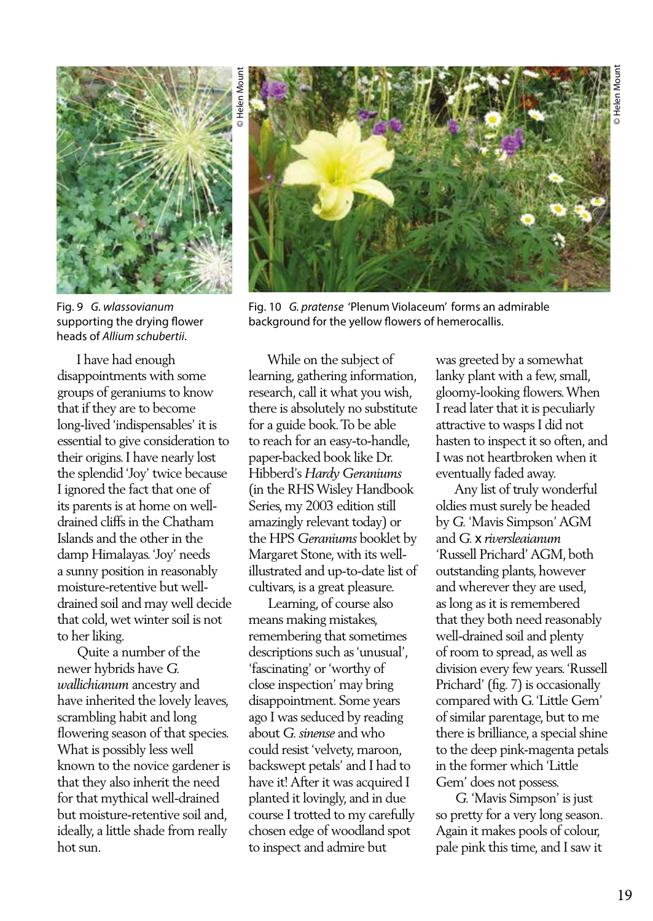Fig. 9 *G. wlassovianum* supporting the drying flower heads of *Allium schubertii*.

© Helen Mount

Fig. 10 *G. pratense* 'Plenum Violaceum' forms an admirable background for the yellow flowers of hemerocallis.

© Helen Mount

I have had enough disappointments with some groups of geraniums to know that if they are to become long-lived 'indispensables' it is essential to give consideration to their origins. I have nearly lost the splendid 'Joy' twice because I ignored the fact that one of its parents is at home on well-drained cliffs in the Chatham Islands and the other in the damp Himalayas. 'Joy' needs a sunny position in reasonably moisture-retentive but well-drained soil and may well decide that cold, wet winter soil is not to her liking.

Quite a number of the newer hybrids have *G. wallichianum* ancestry and have inherited the lovely leaves, scrambling habit and long flowering season of that species. What is possibly less well known to the novice gardener is that they also inherit the need for that mythical well-drained but moisture-retentive soil and, ideally, a little shade from really hot sun.

While on the subject of learning, gathering information, research, call it what you wish, there is absolutely no substitute for a guide book. To be able to reach for an easy-to-handle, paper-backed book like Dr. Hibberd's *Hardy Geraniums* (in the RHS Wisley Handbook Series, my 2003 edition still amazingly relevant today) or the HPS *Geraniums* booklet by Margaret Stone, with its well-illustrated and up-to-date list of cultivars, is a great pleasure.

Learning, of course also means making mistakes, remembering that sometimes descriptions such as 'unusual', 'fascinating' or 'worthy of close inspection' may bring disappointment. Some years ago I was seduced by reading about *G. sinense* and who could resist 'velvety, maroon, backswept petals' and I had to have it! After it was acquired I planted it lovingly, and in due course I trotted to my carefully chosen edge of woodland spot to inspect and admire but was greeted by a somewhat lanky plant with a few, small, gloomy-looking flowers. When I read later that it is peculiarly attractive to wasps I did not hasten to inspect it so often, and I was not heartbroken when it eventually faded away.

Any list of truly wonderful oldies must surely be headed by *G.* 'Mavis Simpson' AGM and *G.* x *riversleaianum* 'Russell Prichard' AGM, both outstanding plants, however and wherever they are used, as long as it is remembered that they both need reasonably well-drained soil and plenty of room to spread, as well as division every few years. 'Russell Prichard' (fig. 7) is occasionally compared with *G.* 'Little Gem' of similar parentage, but to me there is brilliance, a special shine to the deep pink-magenta petals in the former which 'Little Gem' does not possess.

*G.* 'Mavis Simpson' is just so pretty for a very long season. Again it makes pools of colour, pale pink this time, and I saw it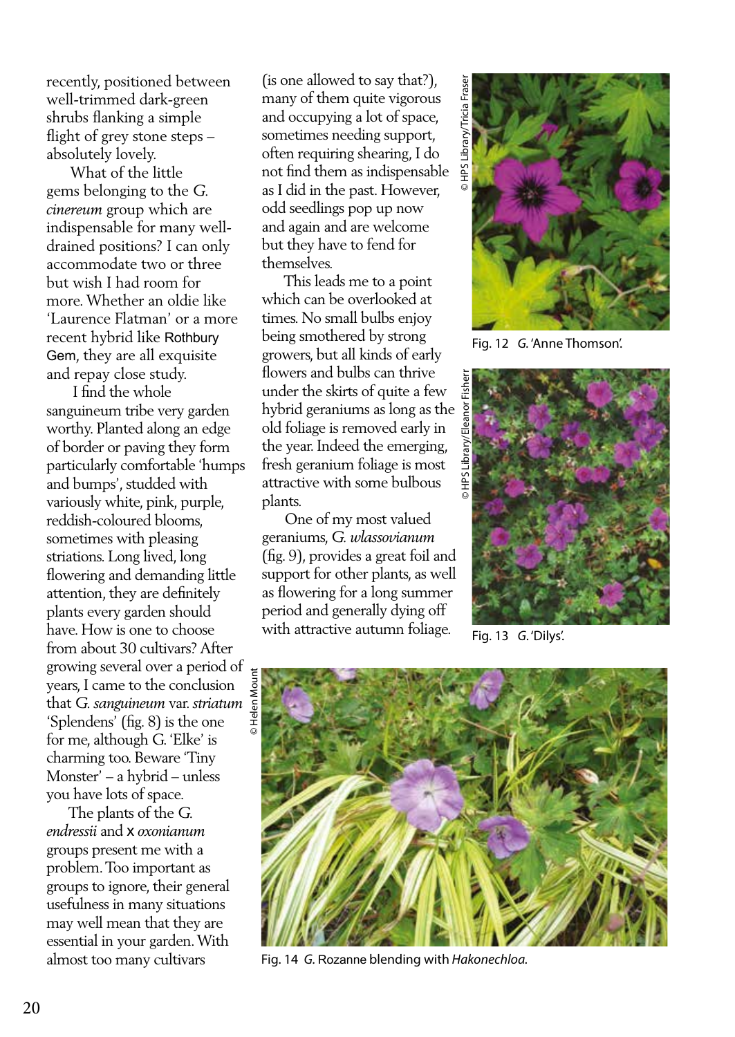recently, positioned between well-trimmed dark-green shrubs flanking a simple flight of grey stone steps – absolutely lovely.

What of the little gems belonging to the *G. cinereum* group which are indispensable for many well-drained positions? I can only accommodate two or three but wish I had room for more. Whether an oldie like 'Laurence Flatman' or a more recent hybrid like Rothbury Gem, they are all exquisite and repay close study.

I find the whole sanguineum tribe very garden worthy. Planted along an edge of border or paving they form particularly comfortable 'humps and bumps', studded with variously white, pink, purple, reddish-coloured blooms, sometimes with pleasing striations. Long lived, long flowering and demanding little attention, they are definitely plants every garden should have. How is one to choose from about 30 cultivars? After growing several over a period of years, I came to the conclusion that *G. sanguineum* var. *striatum* 'Splendens' (fig. 8) is the one for me, although G. 'Elke' is charming too. Beware 'Tiny Monster' – a hybrid – unless you have lots of space.

The plants of the *G. endressii* and x *oxonianum* groups present me with a problem. Too important as groups to ignore, their general usefulness in many situations may well mean that they are essential in your garden. With almost too many cultivars (is one allowed to say that?), many of them quite vigorous and occupying a lot of space, sometimes needing support, often requiring shearing, I do not find them as indispensable as I did in the past. However, odd seedlings pop up now and again and are welcome but they have to fend for themselves.

This leads me to a point which can be overlooked at times. No small bulbs enjoy being smothered by strong growers, but all kinds of early flowers and bulbs can thrive under the skirts of quite a few hybrid geraniums as long as the old foliage is removed early in the year. Indeed the emerging, fresh geranium foliage is most attractive with some bulbous plants.

One of my most valued geraniums, *G. wlassovianum* (fig. 9), provides a great foil and support for other plants, as well as flowering for a long summer period and generally dying off with attractive autumn foliage.

© HPS Library/Tricia Fraser

Fig. 12 *G.* 'Anne Thomson'.

© HPS Library/Eleanor Fisher

Fig. 13 *G.* 'Dilys'.

© Helen Mount

Fig. 14 *G.* Rozanne blending with *Hakonechloa*.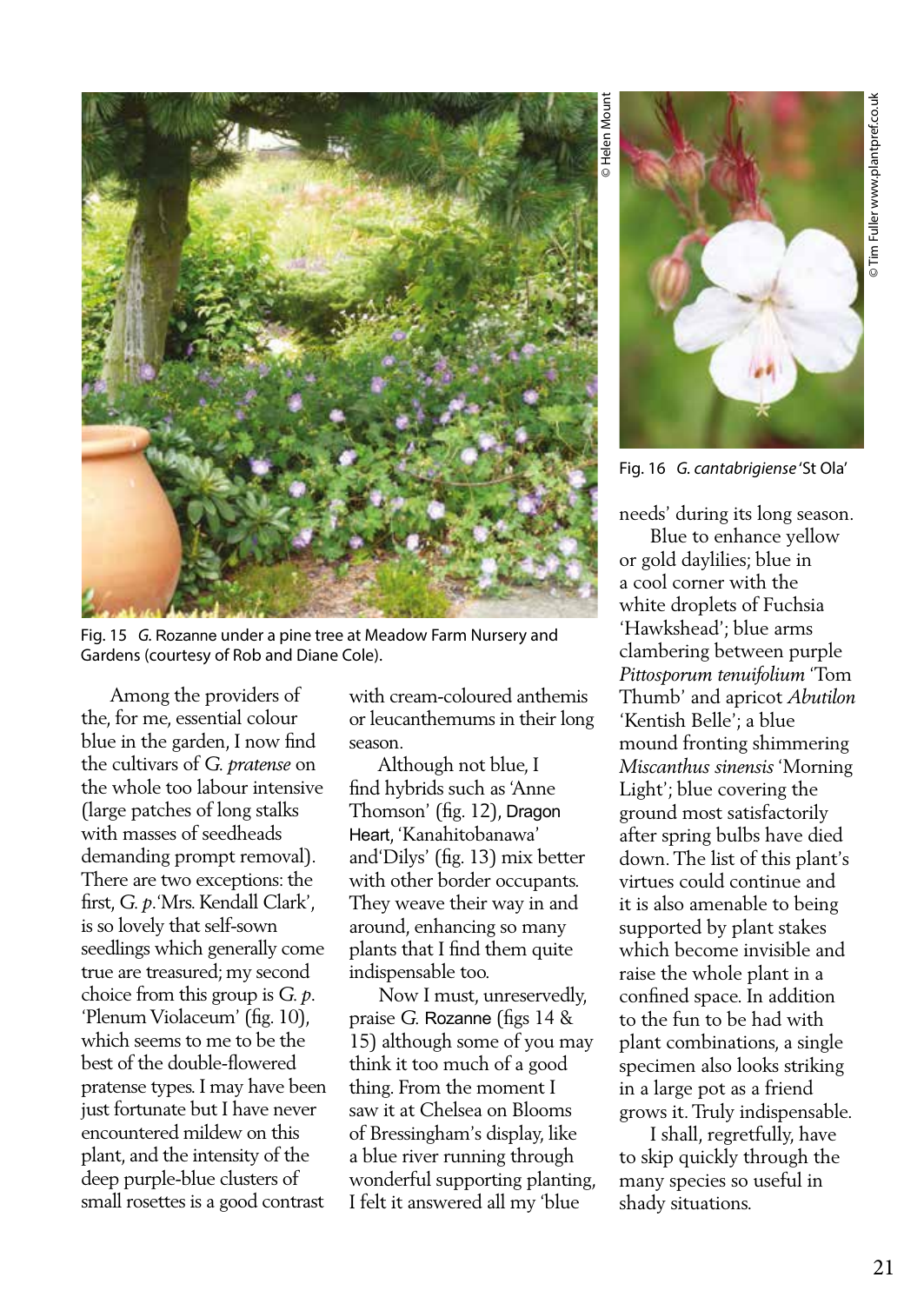Fig. 15 *G.* Rozanne under a pine tree at Meadow Farm Nursery and Gardens (courtesy of Rob and Diane Cole).

Fig. 16 *G. cantabrigiense* 'St Ola'

Among the providers of the, for me, essential colour blue in the garden, I now find the cultivars of *G. pratense* on the whole too labour intensive (large patches of long stalks with masses of seedheads demanding prompt removal). There are two exceptions: the first, *G. p.* 'Mrs. Kendall Clark', is so lovely that self-sown seedlings which generally come true are treasured; my second choice from this group is *G. p.* 'Plenum Violaceum' (fig. 10), which seems to me to be the best of the double-flowered pratense types. I may have been just fortunate but I have never encountered mildew on this plant, and the intensity of the deep purple-blue clusters of small rosettes is a good contrast with cream-coloured anthemis or leucanthemums in their long season.

Although not blue, I find hybrids such as 'Anne Thomson' (fig. 12), Dragon Heart, 'Kanahitobanawa' and 'Dilys' (fig. 13) mix better with other border occupants. They weave their way in and around, enhancing so many plants that I find them quite indispensable too.

Now I must, unreservedly, praise *G.* Rozanne (figs 14 & 15) although some of you may think it too much of a good thing. From the moment I saw it at Chelsea on Blooms of Bressingham's display, like a blue river running through wonderful supporting planting, I felt it answered all my 'blue needs' during its long season.

Blue to enhance yellow or gold daylilies; blue in a cool corner with the white droplets of Fuchsia 'Hawkshead'; blue arms clambering between purple *Pittosporum tenuifolium* 'Tom Thumb' and apricot *Abutilon* 'Kentish Belle'; a blue mound fronting shimmering *Miscanthus sinensis* 'Morning Light'; blue covering the ground most satisfactorily after spring bulbs have died down. The list of this plant's virtues could continue and it is also amenable to being supported by plant stakes which become invisible and raise the whole plant in a confined space. In addition to the fun to be had with plant combinations, a single specimen also looks striking in a large pot as a friend grows it. Truly indispensable.

I shall, regretfully, have to skip quickly through the many species so useful in shady situations.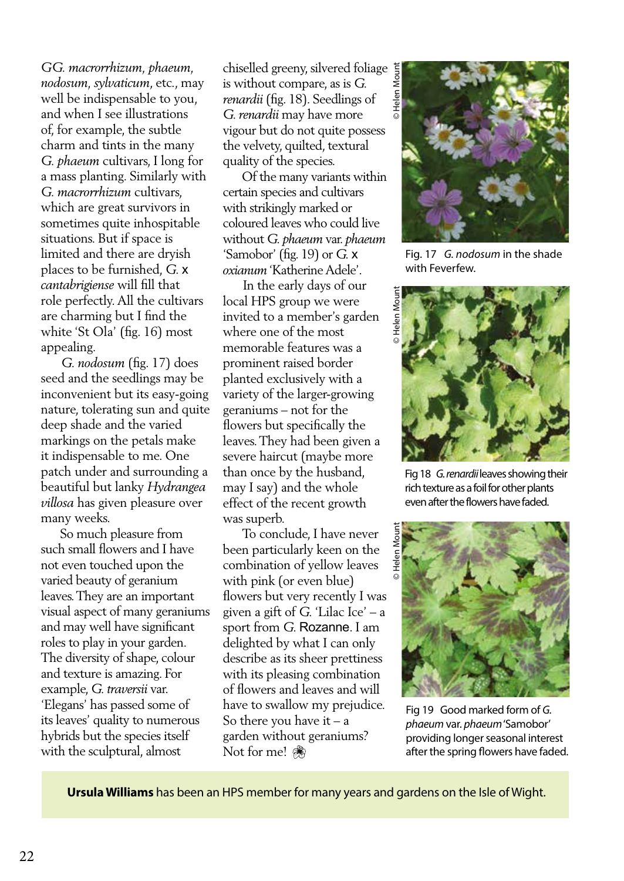*GG. macrorrhizum*, *phaeum*, *nodosum*, *sylvaticum*, etc., may well be indispensable to you, and when I see illustrations of, for example, the subtle charm and tints in the many *G. phaeum* cultivars, I long for a mass planting. Similarly with *G. macrorrhizum* cultivars, which are great survivors in sometimes quite inhospitable situations. But if space is limited and there are dryish places to be furnished, *G.* x *cantabrigiense* will fill that role perfectly. All the cultivars are charming but I find the white 'St Ola' (fig. 16) most appealing.

*G. nodosum* (fig. 17) does seed and the seedlings may be inconvenient but its easy-going nature, tolerating sun and quite deep shade and the varied markings on the petals make it indispensable to me. One patch under and surrounding a beautiful but lanky *Hydrangea villosa* has given pleasure over many weeks.

So much pleasure from such small flowers and I have not even touched upon the varied beauty of geranium leaves. They are an important visual aspect of many geraniums and may well have significant roles to play in your garden. The diversity of shape, colour and texture is amazing. For example, *G. traversii* var. 'Elegans' has passed some of its leaves' quality to numerous hybrids but the species itself with the sculptural, almost chiselled greeny, silvered foliage is without compare, as is *G. renardii* (fig. 18). Seedlings of *G. renardii* may have more vigour but do not quite possess the velvety, quilted, textural quality of the species.

Of the many variants within certain species and cultivars with strikingly marked or coloured leaves who could live without *G. phaeum* var. *phaeum* 'Samobor' (fig. 19) or *G.* x *oxianum* 'Katherine Adele'.

In the early days of our local HPS group we were invited to a member's garden where one of the most memorable features was a prominent raised border planted exclusively with a variety of the larger-growing geraniums – not for the flowers but specifically the leaves. They had been given a severe haircut (maybe more than once by the husband, may I say) and the whole effect of the recent growth was superb.

To conclude, I have never been particularly keen on the combination of yellow leaves with pink (or even blue) flowers but very recently I was given a gift of *G.* 'Lilac Ice' – a sport from *G.* Rozanne. I am delighted by what I can only describe as its sheer prettiness with its pleasing combination of flowers and leaves and will have to swallow my prejudice. So there you have it – a garden without geraniums? Not for me!

© Helen Mount

Fig. 17 *G. nodosum* in the shade with Feverfew.

© Helen Mount

Fig 18 *G. renardii* leaves showing their rich texture as a foil for other plants even after the flowers have faded.

© Helen Mount

Fig 19 Good marked form of *G. phaeum* var. *phaeum* 'Samobor' providing longer seasonal interest after the spring flowers have faded.

**Ursula Williams** has been an HPS member for many years and gardens on the Isle of Wight.